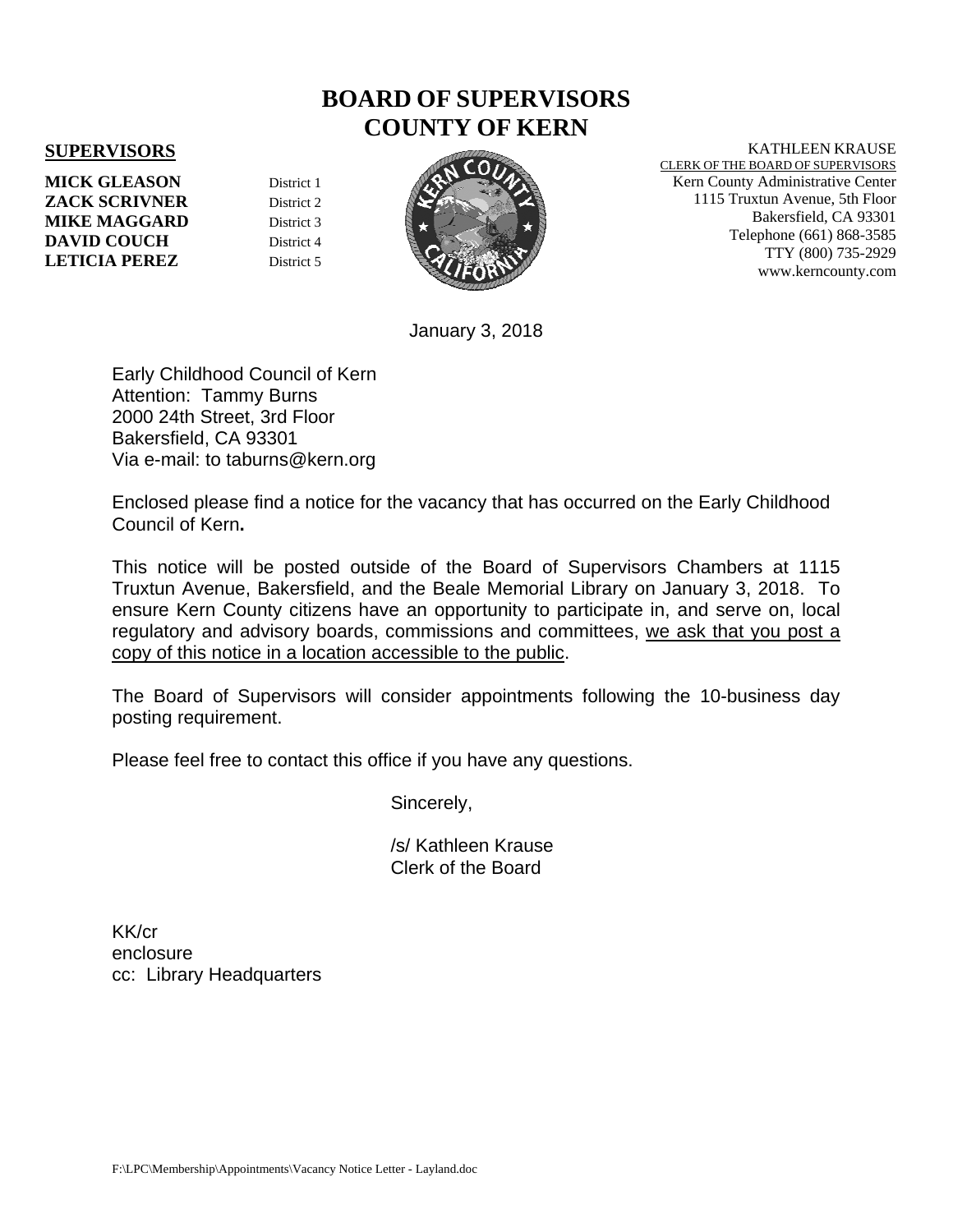# BOARD OF SUPERVISORS
# COUNTY OF KERN

**SUPERVISORS**

**MICK GLEASON** District 1
**ZACK SCRIVNER** District 2
**MIKE MAGGARD** District 3
**DAVID COUCH** District 4
**LETICIA PEREZ** District 5

KATHLEEN KRAUSE
CLERK OF THE BOARD OF SUPERVISORS
Kern County Administrative Center
1115 Truxtun Avenue, 5th Floor
Bakersfield, CA 93301
Telephone (661) 868-3585
TTY (800) 735-2929
www.kerncounty.com

January 3, 2018

Early Childhood Council of Kern
Attention: Tammy Burns
2000 24th Street, 3rd Floor
Bakersfield, CA 93301
Via e-mail: to taburns@kern.org

Enclosed please find a notice for the vacancy that has occurred on the Early Childhood Council of Kern**.**

This notice will be posted outside of the Board of Supervisors Chambers at 1115 Truxtun Avenue, Bakersfield, and the Beale Memorial Library on January 3, 2018. To ensure Kern County citizens have an opportunity to participate in, and serve on, local regulatory and advisory boards, commissions and committees, <u>we ask that you post a copy of this notice in a location accessible to the public</u>.

The Board of Supervisors will consider appointments following the 10-business day posting requirement.

Please feel free to contact this office if you have any questions.

Sincerely,

/s/ Kathleen Krause
Clerk of the Board

KK/cr
enclosure
cc: Library Headquarters

F:\LPC\Membership\Appointments\Vacancy Notice Letter - Layland.doc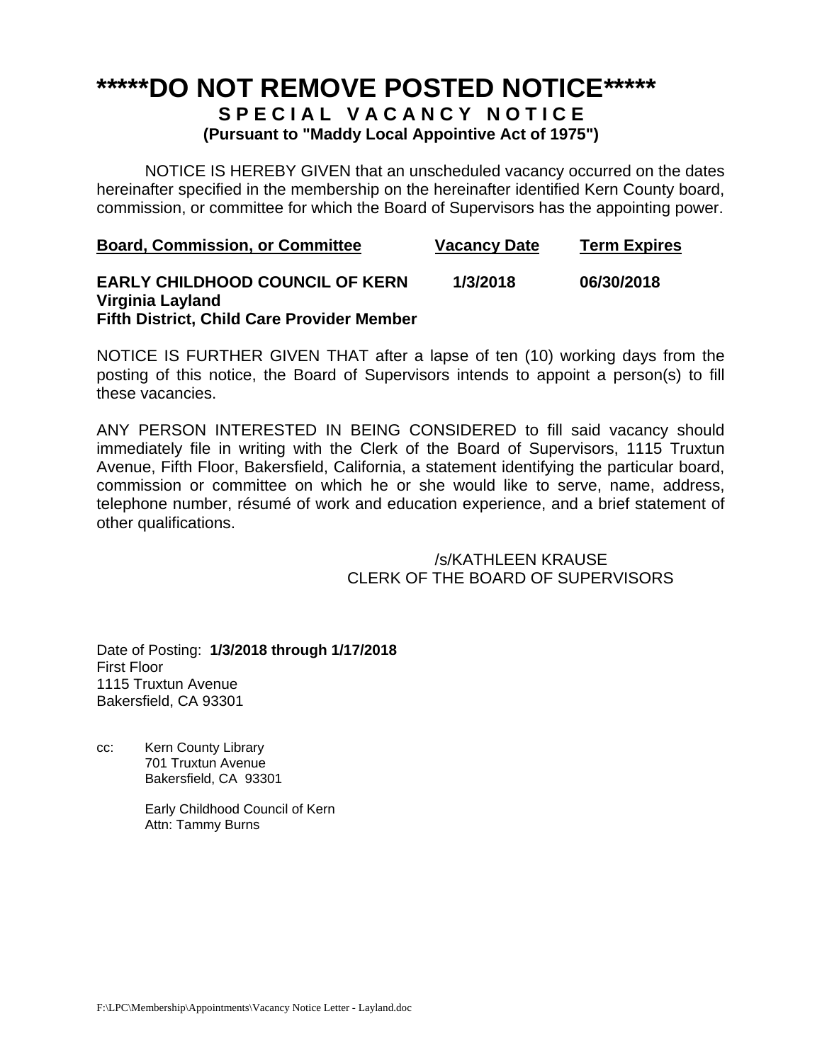# *****DO NOT REMOVE POSTED NOTICE*****

## SPECIAL VACANCY NOTICE

**(Pursuant to "Maddy Local Appointive Act of 1975")**

NOTICE IS HEREBY GIVEN that an unscheduled vacancy occurred on the dates hereinafter specified in the membership on the hereinafter identified Kern County board, commission, or committee for which the Board of Supervisors has the appointing power.

| Board, Commission, or Committee | Vacancy Date | Term Expires |
|---|---|---|
| **EARLY CHILDHOOD COUNCIL OF KERN**<br>**Virginia Layland**<br>**Fifth District, Child Care Provider Member** | **1/3/2018** | **06/30/2018** |

NOTICE IS FURTHER GIVEN THAT after a lapse of ten (10) working days from the posting of this notice, the Board of Supervisors intends to appoint a person(s) to fill these vacancies.

ANY PERSON INTERESTED IN BEING CONSIDERED to fill said vacancy should immediately file in writing with the Clerk of the Board of Supervisors, 1115 Truxtun Avenue, Fifth Floor, Bakersfield, California, a statement identifying the particular board, commission or committee on which he or she would like to serve, name, address, telephone number, résumé of work and education experience, and a brief statement of other qualifications.

/s/KATHLEEN KRAUSE
CLERK OF THE BOARD OF SUPERVISORS

Date of Posting: **1/3/2018 through 1/17/2018**
First Floor
1115 Truxtun Avenue
Bakersfield, CA 93301

cc: Kern County Library
701 Truxtun Avenue
Bakersfield, CA 93301

Early Childhood Council of Kern
Attn: Tammy Burns

F:\LPC\Membership\Appointments\Vacancy Notice Letter - Layland.doc